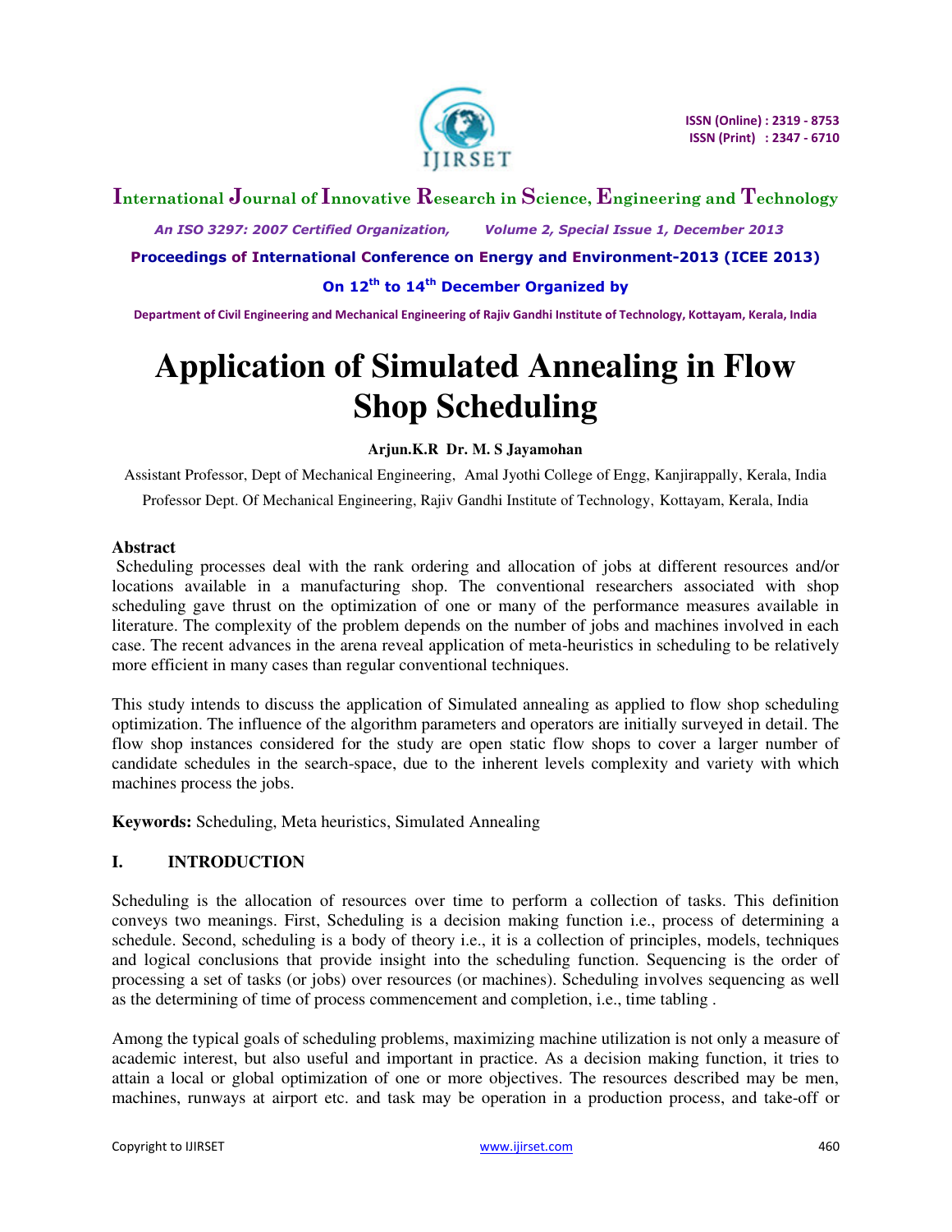# Application of Simulated Annealing in Flow Shop Scheduling

**Arjun.K.R Dr. M. S Jayamohan**

Assistant Professor, Dept of Mechanical Engineering, Amal Jyothi College of Engg, Kanjirappally, Kerala, India

Professor Dept. Of Mechanical Engineering, Rajiv Gandhi Institute of Technology, Kottayam, Kerala, India

**Abstract**

Scheduling processes deal with the rank ordering and allocation of jobs at different resources and/or locations available in a manufacturing shop. The conventional researchers associated with shop scheduling gave thrust on the optimization of one or many of the performance measures available in literature. The complexity of the problem depends on the number of jobs and machines involved in each case. The recent advances in the arena reveal application of meta-heuristics in scheduling to be relatively more efficient in many cases than regular conventional techniques.

This study intends to discuss the application of Simulated annealing as applied to flow shop scheduling optimization. The influence of the algorithm parameters and operators are initially surveyed in detail. The flow shop instances considered for the study are open static flow shops to cover a larger number of candidate schedules in the search-space, due to the inherent levels complexity and variety with which machines process the jobs.

**Keywords:** Scheduling, Meta heuristics, Simulated Annealing

## I. INTRODUCTION

Scheduling is the allocation of resources over time to perform a collection of tasks. This definition conveys two meanings. First, Scheduling is a decision making function i.e., process of determining a schedule. Second, scheduling is a body of theory i.e., it is a collection of principles, models, techniques and logical conclusions that provide insight into the scheduling function. Sequencing is the order of processing a set of tasks (or jobs) over resources (or machines). Scheduling involves sequencing as well as the determining of time of process commencement and completion, i.e., time tabling .

Among the typical goals of scheduling problems, maximizing machine utilization is not only a measure of academic interest, but also useful and important in practice. As a decision making function, it tries to attain a local or global optimization of one or more objectives. The resources described may be men, machines, runways at airport etc. and task may be operation in a production process, and take-off or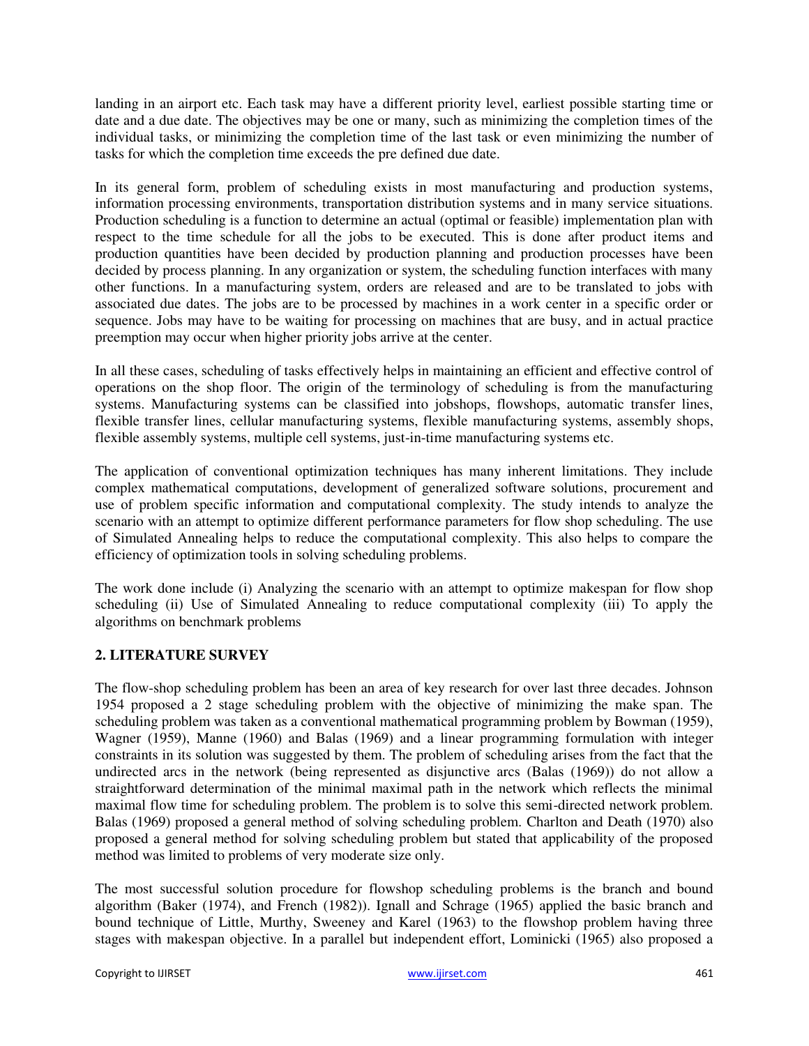landing in an airport etc. Each task may have a different priority level, earliest possible starting time or date and a due date. The objectives may be one or many, such as minimizing the completion times of the individual tasks, or minimizing the completion time of the last task or even minimizing the number of tasks for which the completion time exceeds the pre defined due date.

In its general form, problem of scheduling exists in most manufacturing and production systems, information processing environments, transportation distribution systems and in many service situations. Production scheduling is a function to determine an actual (optimal or feasible) implementation plan with respect to the time schedule for all the jobs to be executed. This is done after product items and production quantities have been decided by production planning and production processes have been decided by process planning. In any organization or system, the scheduling function interfaces with many other functions. In a manufacturing system, orders are released and are to be translated to jobs with associated due dates. The jobs are to be processed by machines in a work center in a specific order or sequence. Jobs may have to be waiting for processing on machines that are busy, and in actual practice preemption may occur when higher priority jobs arrive at the center.

In all these cases, scheduling of tasks effectively helps in maintaining an efficient and effective control of operations on the shop floor. The origin of the terminology of scheduling is from the manufacturing systems. Manufacturing systems can be classified into jobshops, flowshops, automatic transfer lines, flexible transfer lines, cellular manufacturing systems, flexible manufacturing systems, assembly shops, flexible assembly systems, multiple cell systems, just-in-time manufacturing systems etc.

The application of conventional optimization techniques has many inherent limitations. They include complex mathematical computations, development of generalized software solutions, procurement and use of problem specific information and computational complexity. The study intends to analyze the scenario with an attempt to optimize different performance parameters for flow shop scheduling. The use of Simulated Annealing helps to reduce the computational complexity. This also helps to compare the efficiency of optimization tools in solving scheduling problems.

The work done include (i) Analyzing the scenario with an attempt to optimize makespan for flow shop scheduling (ii) Use of Simulated Annealing to reduce computational complexity (iii) To apply the algorithms on benchmark problems

## 2. LITERATURE SURVEY

The flow-shop scheduling problem has been an area of key research for over last three decades. Johnson 1954 proposed a 2 stage scheduling problem with the objective of minimizing the make span. The scheduling problem was taken as a conventional mathematical programming problem by Bowman (1959), Wagner (1959), Manne (1960) and Balas (1969) and a linear programming formulation with integer constraints in its solution was suggested by them. The problem of scheduling arises from the fact that the undirected arcs in the network (being represented as disjunctive arcs (Balas (1969)) do not allow a straightforward determination of the minimal maximal path in the network which reflects the minimal maximal flow time for scheduling problem. The problem is to solve this semi-directed network problem. Balas (1969) proposed a general method of solving scheduling problem. Charlton and Death (1970) also proposed a general method for solving scheduling problem but stated that applicability of the proposed method was limited to problems of very moderate size only.

The most successful solution procedure for flowshop scheduling problems is the branch and bound algorithm (Baker (1974), and French (1982)). Ignall and Schrage (1965) applied the basic branch and bound technique of Little, Murthy, Sweeney and Karel (1963) to the flowshop problem having three stages with makespan objective. In a parallel but independent effort, Lominicki (1965) also proposed a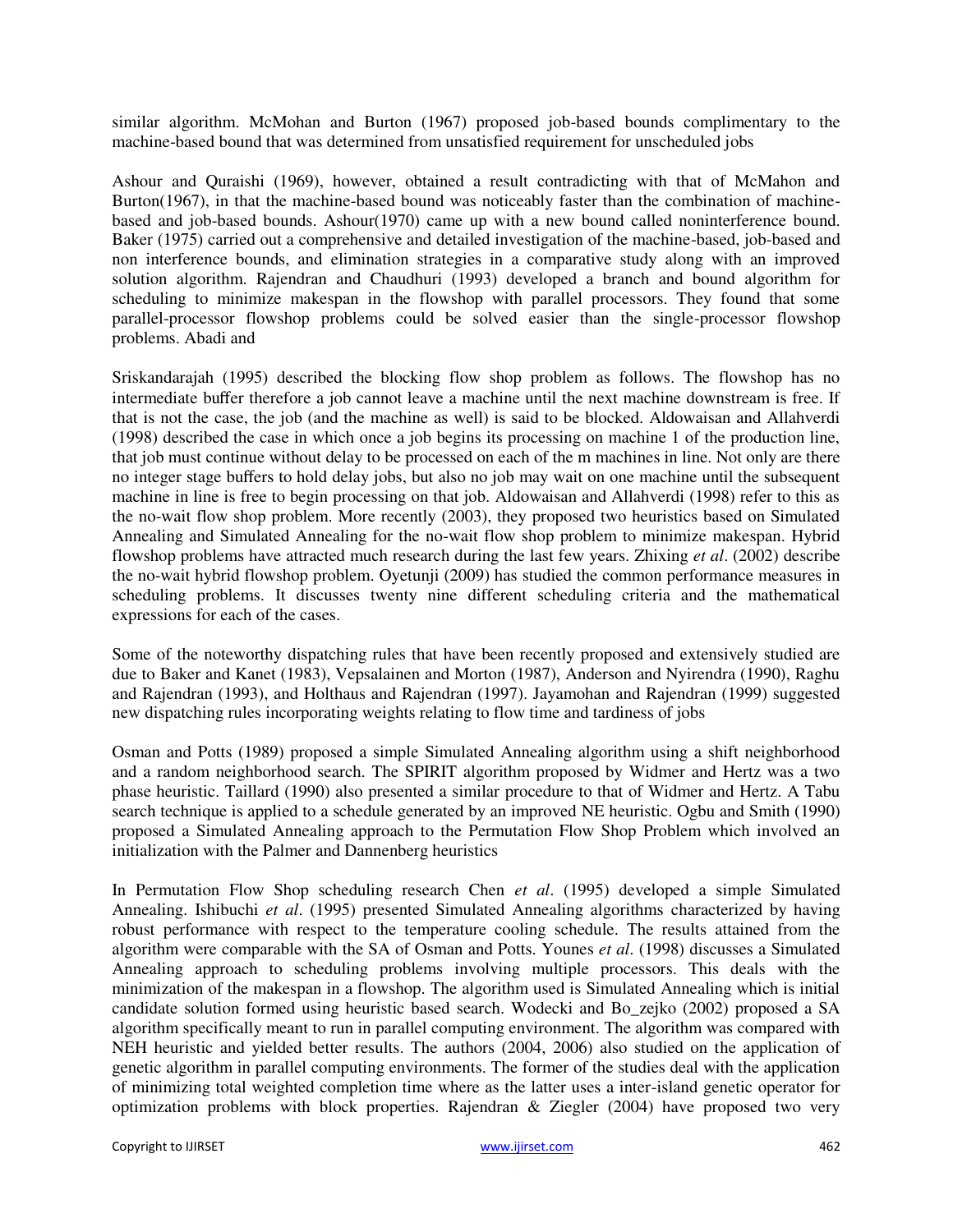similar algorithm. McMohan and Burton (1967) proposed job-based bounds complimentary to the machine-based bound that was determined from unsatisfied requirement for unscheduled jobs

Ashour and Quraishi (1969), however, obtained a result contradicting with that of McMahon and Burton(1967), in that the machine-based bound was noticeably faster than the combination of machine-based and job-based bounds. Ashour(1970) came up with a new bound called noninterference bound. Baker (1975) carried out a comprehensive and detailed investigation of the machine-based, job-based and non interference bounds, and elimination strategies in a comparative study along with an improved solution algorithm. Rajendran and Chaudhuri (1993) developed a branch and bound algorithm for scheduling to minimize makespan in the flowshop with parallel processors. They found that some parallel-processor flowshop problems could be solved easier than the single-processor flowshop problems. Abadi and

Sriskandarajah (1995) described the blocking flow shop problem as follows. The flowshop has no intermediate buffer therefore a job cannot leave a machine until the next machine downstream is free. If that is not the case, the job (and the machine as well) is said to be blocked. Aldowaisan and Allahverdi (1998) described the case in which once a job begins its processing on machine 1 of the production line, that job must continue without delay to be processed on each of the m machines in line. Not only are there no integer stage buffers to hold delay jobs, but also no job may wait on one machine until the subsequent machine in line is free to begin processing on that job. Aldowaisan and Allahverdi (1998) refer to this as the no-wait flow shop problem. More recently (2003), they proposed two heuristics based on Simulated Annealing and Simulated Annealing for the no-wait flow shop problem to minimize makespan. Hybrid flowshop problems have attracted much research during the last few years. Zhixing *et al*. (2002) describe the no-wait hybrid flowshop problem. Oyetunji (2009) has studied the common performance measures in scheduling problems. It discusses twenty nine different scheduling criteria and the mathematical expressions for each of the cases.

Some of the noteworthy dispatching rules that have been recently proposed and extensively studied are due to Baker and Kanet (1983), Vepsalainen and Morton (1987), Anderson and Nyirendra (1990), Raghu and Rajendran (1993), and Holthaus and Rajendran (1997). Jayamohan and Rajendran (1999) suggested new dispatching rules incorporating weights relating to flow time and tardiness of jobs

Osman and Potts (1989) proposed a simple Simulated Annealing algorithm using a shift neighborhood and a random neighborhood search. The SPIRIT algorithm proposed by Widmer and Hertz was a two phase heuristic. Taillard (1990) also presented a similar procedure to that of Widmer and Hertz. A Tabu search technique is applied to a schedule generated by an improved NE heuristic. Ogbu and Smith (1990) proposed a Simulated Annealing approach to the Permutation Flow Shop Problem which involved an initialization with the Palmer and Dannenberg heuristics

In Permutation Flow Shop scheduling research Chen *et al*. (1995) developed a simple Simulated Annealing. Ishibuchi *et al*. (1995) presented Simulated Annealing algorithms characterized by having robust performance with respect to the temperature cooling schedule. The results attained from the algorithm were comparable with the SA of Osman and Potts. Younes *et al*. (1998) discusses a Simulated Annealing approach to scheduling problems involving multiple processors. This deals with the minimization of the makespan in a flowshop. The algorithm used is Simulated Annealing which is initial candidate solution formed using heuristic based search. Wodecki and Bo_zejko (2002) proposed a SA algorithm specifically meant to run in parallel computing environment. The algorithm was compared with NEH heuristic and yielded better results. The authors (2004, 2006) also studied on the application of genetic algorithm in parallel computing environments. The former of the studies deal with the application of minimizing total weighted completion time where as the latter uses a inter-island genetic operator for optimization problems with block properties. Rajendran & Ziegler (2004) have proposed two very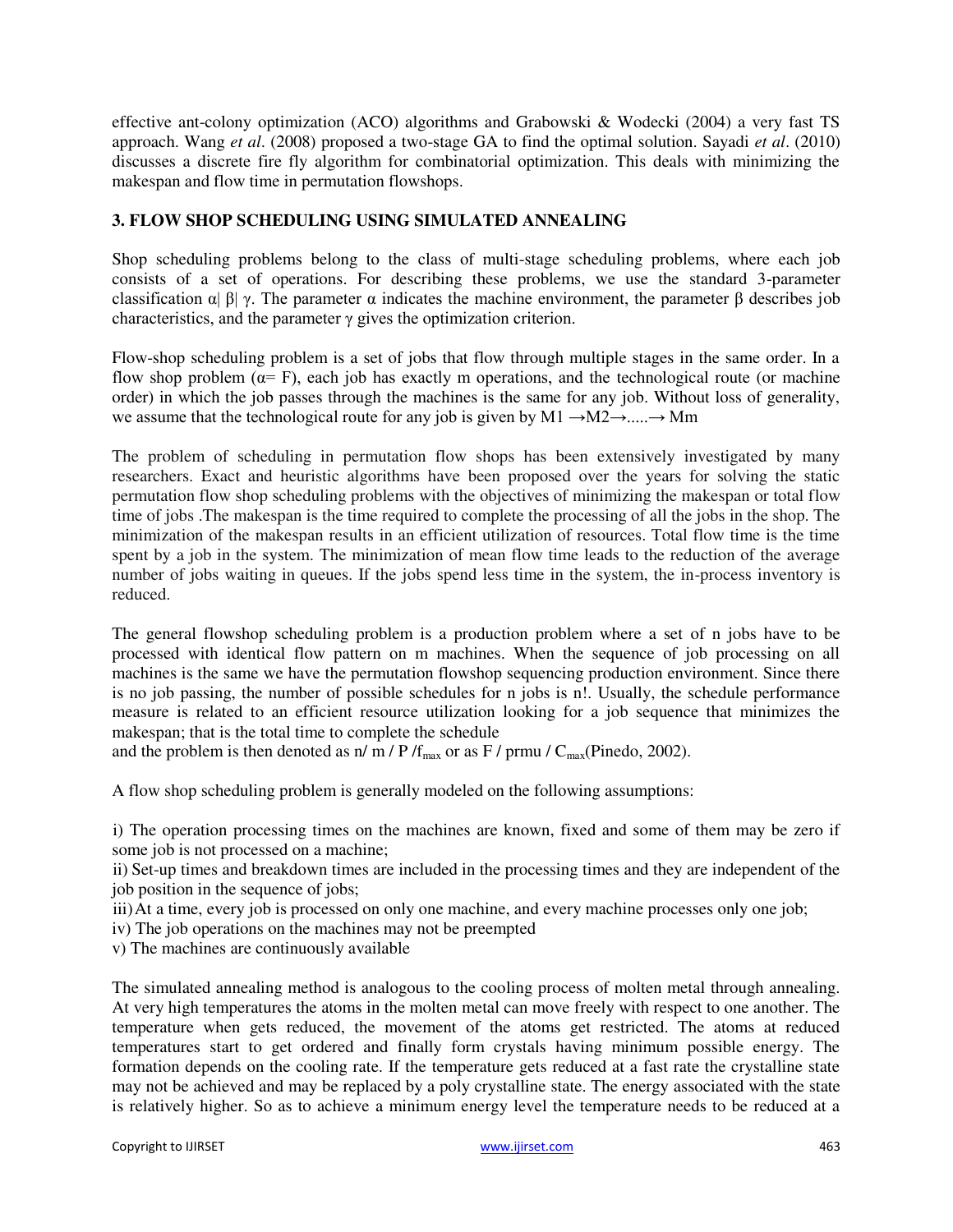effective ant-colony optimization (ACO) algorithms and Grabowski & Wodecki (2004) a very fast TS approach. Wang *et al*. (2008) proposed a two-stage GA to find the optimal solution. Sayadi *et al*. (2010) discusses a discrete fire fly algorithm for combinatorial optimization. This deals with minimizing the makespan and flow time in permutation flowshops.

## 3. FLOW SHOP SCHEDULING USING SIMULATED ANNEALING

Shop scheduling problems belong to the class of multi-stage scheduling problems, where each job consists of a set of operations. For describing these problems, we use the standard 3-parameter classification $\alpha|\ \beta|\ \gamma$. The parameter $\alpha$ indicates the machine environment, the parameter $\beta$ describes job characteristics, and the parameter $\gamma$ gives the optimization criterion.

Flow-shop scheduling problem is a set of jobs that flow through multiple stages in the same order. In a flow shop problem ($\alpha$= F), each job has exactly m operations, and the technological route (or machine order) in which the job passes through the machines is the same for any job. Without loss of generality, we assume that the technological route for any job is given by M1 →M2→.....→ Mm

The problem of scheduling in permutation flow shops has been extensively investigated by many researchers. Exact and heuristic algorithms have been proposed over the years for solving the static permutation flow shop scheduling problems with the objectives of minimizing the makespan or total flow time of jobs .The makespan is the time required to complete the processing of all the jobs in the shop. The minimization of the makespan results in an efficient utilization of resources. Total flow time is the time spent by a job in the system. The minimization of mean flow time leads to the reduction of the average number of jobs waiting in queues. If the jobs spend less time in the system, the in-process inventory is reduced.

The general flowshop scheduling problem is a production problem where a set of n jobs have to be processed with identical flow pattern on m machines. When the sequence of job processing on all machines is the same we have the permutation flowshop sequencing production environment. Since there is no job passing, the number of possible schedules for n jobs is n!. Usually, the schedule performance measure is related to an efficient resource utilization looking for a job sequence that minimizes the makespan; that is the total time to complete the schedule
and the problem is then denoted as n/ m / P /$f_{max}$ or as F / prmu / $C_{max}$(Pinedo, 2002).

A flow shop scheduling problem is generally modeled on the following assumptions:

i) The operation processing times on the machines are known, fixed and some of them may be zero if some job is not processed on a machine;
ii) Set-up times and breakdown times are included in the processing times and they are independent of the job position in the sequence of jobs;
iii) At a time, every job is processed on only one machine, and every machine processes only one job;
iv) The job operations on the machines may not be preempted
v) The machines are continuously available

The simulated annealing method is analogous to the cooling process of molten metal through annealing. At very high temperatures the atoms in the molten metal can move freely with respect to one another. The temperature when gets reduced, the movement of the atoms get restricted. The atoms at reduced temperatures start to get ordered and finally form crystals having minimum possible energy. The formation depends on the cooling rate. If the temperature gets reduced at a fast rate the crystalline state may not be achieved and may be replaced by a poly crystalline state. The energy associated with the state is relatively higher. So as to achieve a minimum energy level the temperature needs to be reduced at a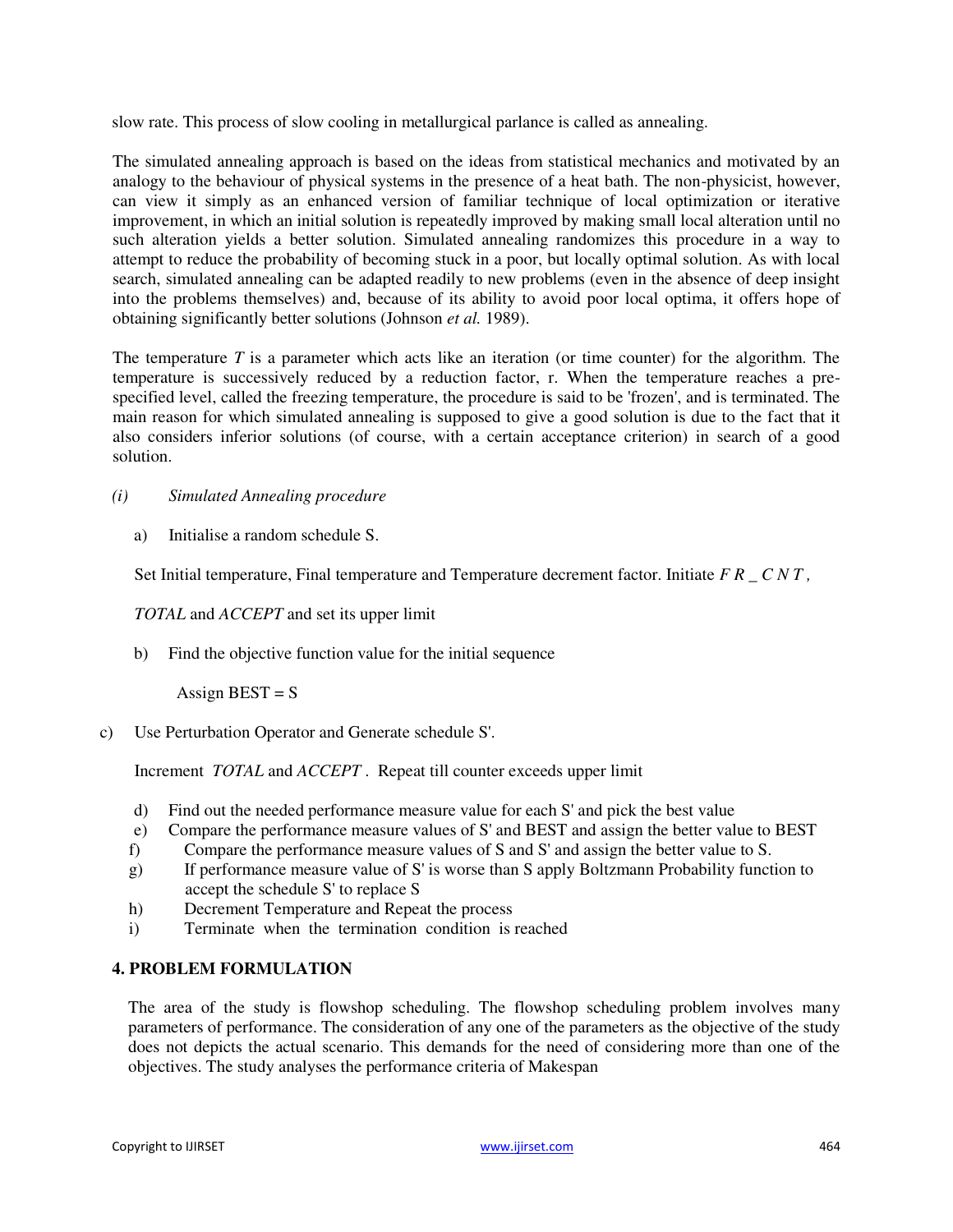slow rate. This process of slow cooling in metallurgical parlance is called as annealing.

The simulated annealing approach is based on the ideas from statistical mechanics and motivated by an analogy to the behaviour of physical systems in the presence of a heat bath. The non-physicist, however, can view it simply as an enhanced version of familiar technique of local optimization or iterative improvement, in which an initial solution is repeatedly improved by making small local alteration until no such alteration yields a better solution. Simulated annealing randomizes this procedure in a way to attempt to reduce the probability of becoming stuck in a poor, but locally optimal solution. As with local search, simulated annealing can be adapted readily to new problems (even in the absence of deep insight into the problems themselves) and, because of its ability to avoid poor local optima, it offers hope of obtaining significantly better solutions (Johnson *et al.* 1989).

The temperature *T* is a parameter which acts like an iteration (or time counter) for the algorithm. The temperature is successively reduced by a reduction factor, r. When the temperature reaches a pre-specified level, called the freezing temperature, the procedure is said to be 'frozen', and is terminated. The main reason for which simulated annealing is supposed to give a good solution is due to the fact that it also considers inferior solutions (of course, with a certain acceptance criterion) in search of a good solution.

*(i) Simulated Annealing procedure*

a) Initialise a random schedule S.

Set Initial temperature, Final temperature and Temperature decrement factor. Initiate $FR\_CNT$,

*TOTAL* and *ACCEPT* and set its upper limit

b) Find the objective function value for the initial sequence

Assign BEST = S

c) Use Perturbation Operator and Generate schedule S'.

Increment *TOTAL* and *ACCEPT* . Repeat till counter exceeds upper limit

d) Find out the needed performance measure value for each S' and pick the best value
e) Compare the performance measure values of S' and BEST and assign the better value to BEST
f) Compare the performance measure values of S and S' and assign the better value to S.
g) If performance measure value of S' is worse than S apply Boltzmann Probability function to accept the schedule S' to replace S
h) Decrement Temperature and Repeat the process
i) Terminate when the termination condition is reached

## 4. PROBLEM FORMULATION

The area of the study is flowshop scheduling. The flowshop scheduling problem involves many parameters of performance. The consideration of any one of the parameters as the objective of the study does not depicts the actual scenario. This demands for the need of considering more than one of the objectives. The study analyses the performance criteria of Makespan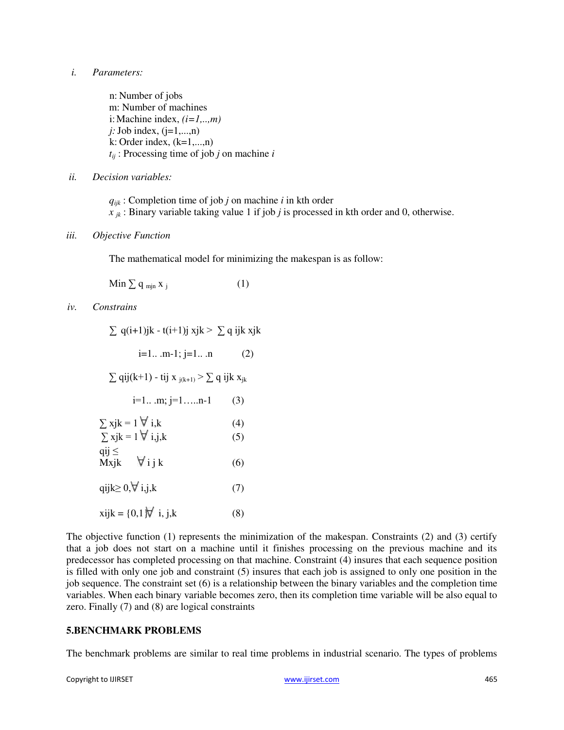*i. Parameters:*

n: Number of jobs  
m: Number of machines  
i: Machine index, $(i=1,..,m)$  
$j$: Job index, (j=1,...,n)  
k: Order index, (k=1,...,n)  
$t_{ij}$ : Processing time of job $j$ on machine $i$

*ii. Decision variables:*

$q_{ijk}$ : Completion time of job $j$ on machine $i$ in kth order  
$x_{jk}$ : Binary variable taking value 1 if job $j$ is processed in kth order and 0, otherwise.

*iii. Objective Function*

The mathematical model for minimizing the makespan is as follow:

$$\text{Min} \sum q_{mjn} \, x_j \qquad (1)$$

*iv. Constrains*

$$\sum q_{(i+1)jk} - t_{(i+1)j} \, x_{jk} > \sum q_{ijk} \, x_{jk}$$

$$i=1..\,.m-1;\ j=1..\,.n \qquad (2)$$

$$\sum q_{ij(k+1)} - t_{ij} \, x_{j(k+1)} > \sum q_{ijk} \, x_{jk}$$

$$i=1..\,.m;\ j=1\ldots n-1 \qquad (3)$$

$$\sum x_{jk} = 1 \ \forall \ i,k \qquad (4)$$

$$\sum x_{jk} = 1 \ \forall \ i,j,k \qquad (5)$$

$$q_{ij} \leq M x_{jk} \quad \forall \ i\ j\ k \qquad (6)$$

$$q_{ijk} \geq 0, \forall \ i,j,k \qquad (7)$$

$$x_{ijk} = \{0,1\} \forall \ i,j,k \qquad (8)$$

The objective function (1) represents the minimization of the makespan. Constraints (2) and (3) certify that a job does not start on a machine until it finishes processing on the previous machine and its predecessor has completed processing on that machine. Constraint (4) insures that each sequence position is filled with only one job and constraint (5) insures that each job is assigned to only one position in the job sequence. The constraint set (6) is a relationship between the binary variables and the completion time variables. When each binary variable becomes zero, then its completion time variable will be also equal to zero. Finally (7) and (8) are logical constraints

## 5.BENCHMARK PROBLEMS

The benchmark problems are similar to real time problems in industrial scenario. The types of problems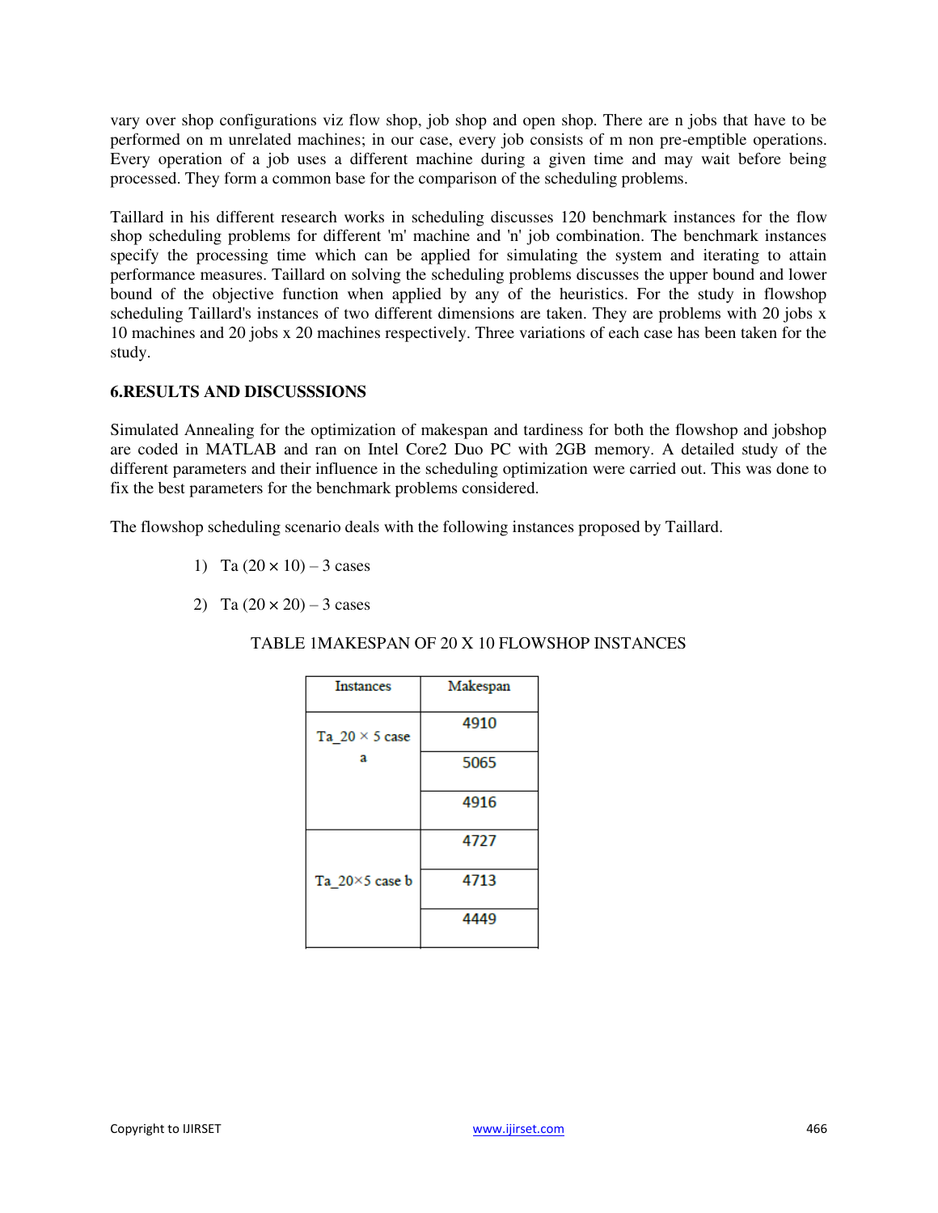vary over shop configurations viz flow shop, job shop and open shop. There are n jobs that have to be performed on m unrelated machines; in our case, every job consists of m non pre-emptible operations. Every operation of a job uses a different machine during a given time and may wait before being processed. They form a common base for the comparison of the scheduling problems.

Taillard in his different research works in scheduling discusses 120 benchmark instances for the flow shop scheduling problems for different 'm' machine and 'n' job combination. The benchmark instances specify the processing time which can be applied for simulating the system and iterating to attain performance measures. Taillard on solving the scheduling problems discusses the upper bound and lower bound of the objective function when applied by any of the heuristics. For the study in flowshop scheduling Taillard's instances of two different dimensions are taken. They are problems with 20 jobs x 10 machines and 20 jobs x 20 machines respectively. Three variations of each case has been taken for the study.

## 6.RESULTS AND DISCUSSSIONS

Simulated Annealing for the optimization of makespan and tardiness for both the flowshop and jobshop are coded in MATLAB and ran on Intel Core2 Duo PC with 2GB memory. A detailed study of the different parameters and their influence in the scheduling optimization were carried out. This was done to fix the best parameters for the benchmark problems considered.

The flowshop scheduling scenario deals with the following instances proposed by Taillard.

1) Ta (20 × 10) – 3 cases

2) Ta (20 × 20) – 3 cases

TABLE 1MAKESPAN OF 20 X 10 FLOWSHOP INSTANCES

| Instances | Makespan |
|---|---|
| Ta_20 × 5 case a | 4910 |
| | 5065 |
| | 4916 |
| Ta_20×5 case b | 4727 |
| | 4713 |
| | 4449 |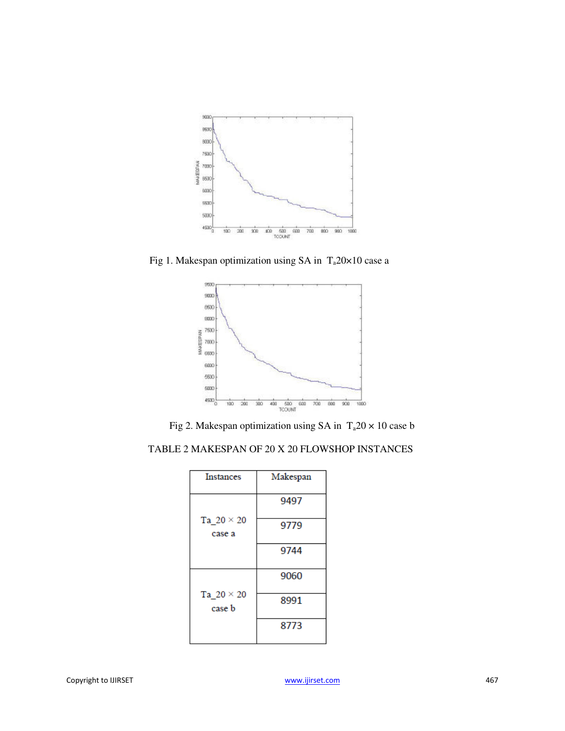Fig 1. Makespan optimization using SA in $T_a 20\times10$ case a

Fig 2. Makespan optimization using SA in $T_a 20 \times 10$ case b

TABLE 2 MAKESPAN OF 20 X 20 FLOWSHOP INSTANCES

| Instances | Makespan |
|---|---|
| Ta_20 × 20 case a | 9497 |
| | 9779 |
| | 9744 |
| Ta_20 × 20 case b | 9060 |
| | 8991 |
| | 8773 |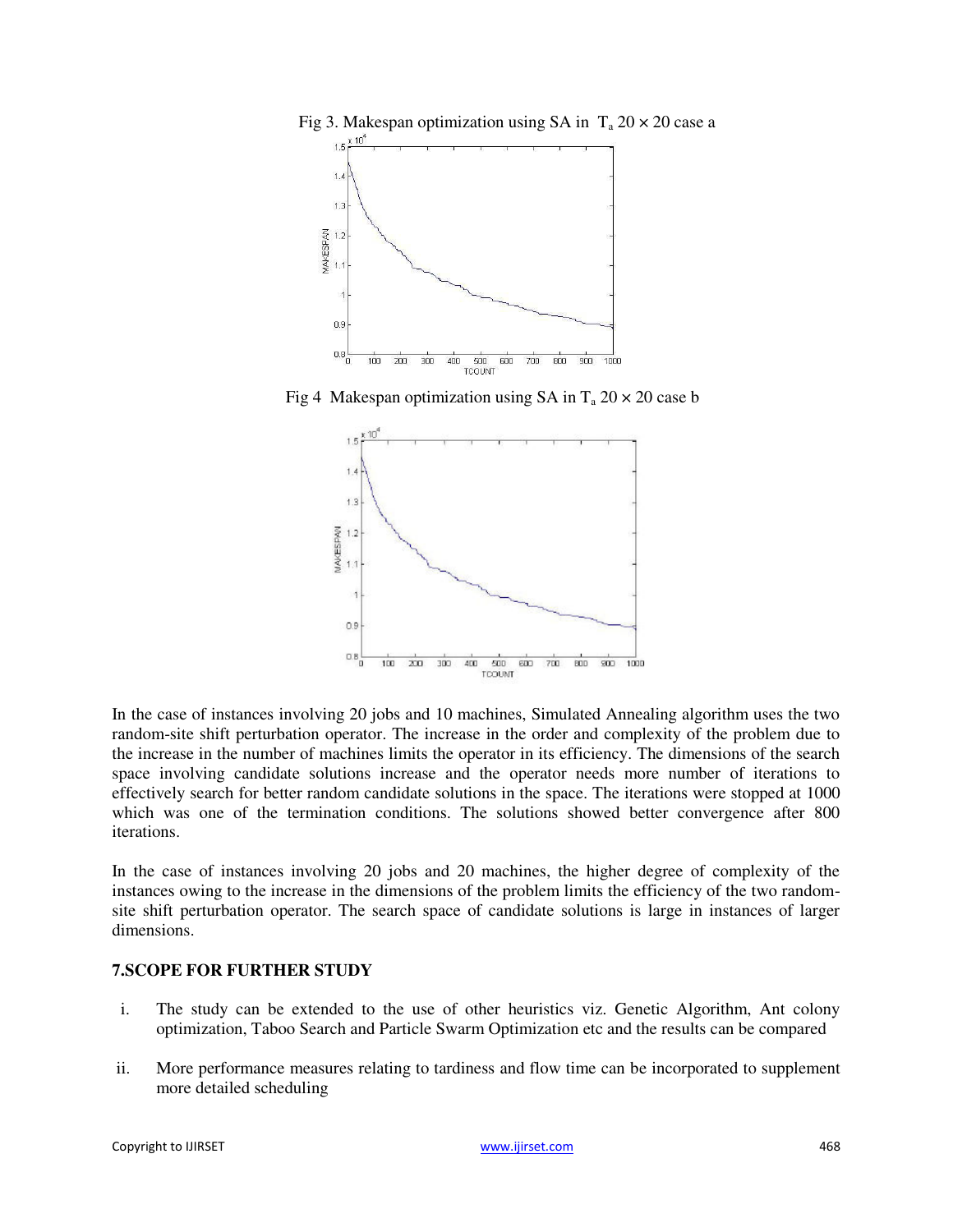Fig 3. Makespan optimization using SA in $T_a$ 20 × 20 case a

Fig 4 Makespan optimization using SA in $T_a$ 20 × 20 case b

In the case of instances involving 20 jobs and 10 machines, Simulated Annealing algorithm uses the two random-site shift perturbation operator. The increase in the order and complexity of the problem due to the increase in the number of machines limits the operator in its efficiency. The dimensions of the search space involving candidate solutions increase and the operator needs more number of iterations to effectively search for better random candidate solutions in the space. The iterations were stopped at 1000 which was one of the termination conditions. The solutions showed better convergence after 800 iterations.

In the case of instances involving 20 jobs and 20 machines, the higher degree of complexity of the instances owing to the increase in the dimensions of the problem limits the efficiency of the two random-site shift perturbation operator. The search space of candidate solutions is large in instances of larger dimensions.

## 7.SCOPE FOR FURTHER STUDY

i. The study can be extended to the use of other heuristics viz. Genetic Algorithm, Ant colony optimization, Taboo Search and Particle Swarm Optimization etc and the results can be compared

ii. More performance measures relating to tardiness and flow time can be incorporated to supplement more detailed scheduling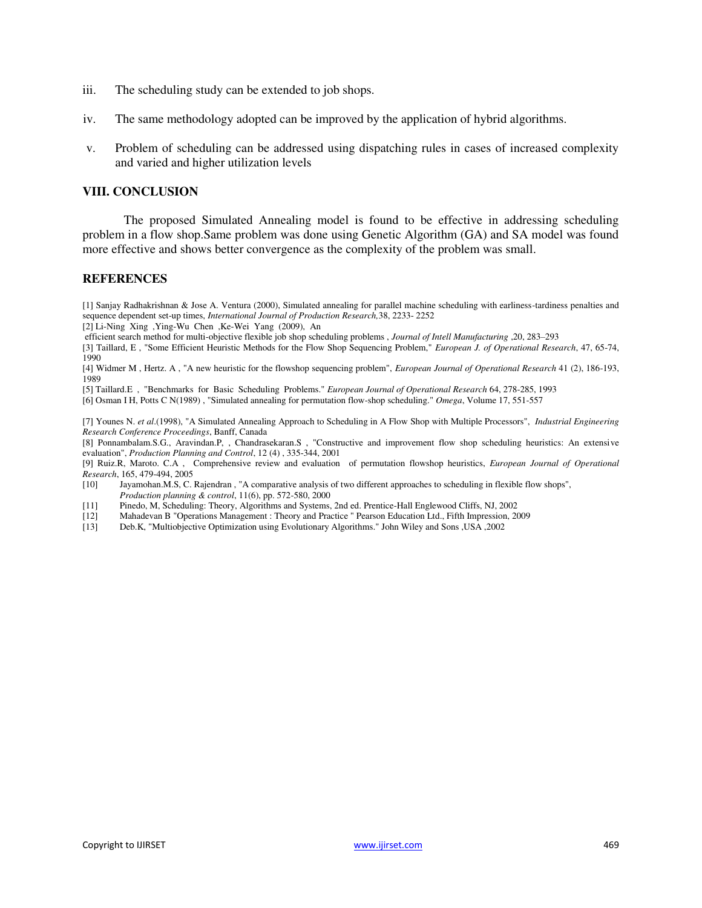iii. The scheduling study can be extended to job shops.

iv. The same methodology adopted can be improved by the application of hybrid algorithms.

v. Problem of scheduling can be addressed using dispatching rules in cases of increased complexity and varied and higher utilization levels

## VIII. CONCLUSION

The proposed Simulated Annealing model is found to be effective in addressing scheduling problem in a flow shop.Same problem was done using Genetic Algorithm (GA) and SA model was found more effective and shows better convergence as the complexity of the problem was small.

## REFERENCES

[1] Sanjay Radhakrishnan & Jose A. Ventura (2000), Simulated annealing for parallel machine scheduling with earliness-tardiness penalties and sequence dependent set-up times, *International Journal of Production Research,*38, 2233- 2252

[2] Li-Ning Xing ,Ying-Wu Chen ,Ke-Wei Yang (2009), An efficient search method for multi-objective flexible job shop scheduling problems , *Journal of Intell Manufacturing* ,20, 283–293

[3] Taillard, E , "Some Efficient Heuristic Methods for the Flow Shop Sequencing Problem," *European J. of Operational Research*, 47, 65-74, 1990

[4] Widmer M , Hertz. A , "A new heuristic for the flowshop sequencing problem", *European Journal of Operational Research* 41 (2), 186-193, 1989

[5] Taillard.E , "Benchmarks for Basic Scheduling Problems." *European Journal of Operational Research* 64, 278-285, 1993

[6] Osman I H, Potts C N(1989) , "Simulated annealing for permutation flow-shop scheduling." *Omega*, Volume 17, 551-557

[7] Younes N. *et al*.(1998), "A Simulated Annealing Approach to Scheduling in A Flow Shop with Multiple Processors", *Industrial Engineering Research Conference Proceedings*, Banff, Canada

[8] Ponnambalam.S.G., Aravindan.P, , Chandrasekaran.S , "Constructive and improvement flow shop scheduling heuristics: An extensive evaluation", *Production Planning and Control*, 12 (4) , 335-344, 2001

[9] Ruiz.R, Maroto. C.A , Comprehensive review and evaluation of permutation flowshop heuristics, *European Journal of Operational Research*, 165, 479-494, 2005

[10] Jayamohan.M.S, C. Rajendran , "A comparative analysis of two different approaches to scheduling in flexible flow shops", *Production planning & control*, 11(6), pp. 572-580, 2000

[11] Pinedo, M, Scheduling: Theory, Algorithms and Systems, 2nd ed. Prentice-Hall Englewood Cliffs, NJ, 2002

[12] Mahadevan B "Operations Management : Theory and Practice " Pearson Education Ltd., Fifth Impression, 2009

[13] Deb.K, "Multiobjective Optimization using Evolutionary Algorithms." John Wiley and Sons ,USA ,2002